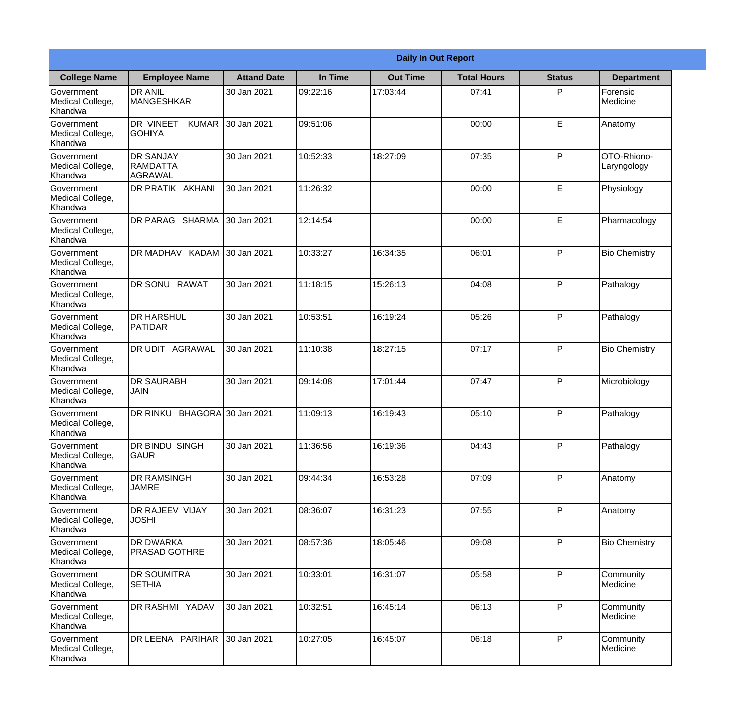| Daily In Out Report | | | | | | | |
|---|---|---|---|---|---|---|---|
| **College Name** | **Employee Name** | **Attand Date** | **In Time** | **Out Time** | **Total Hours** | **Status** | **Department** |
| Government Medical College, Khandwa | DR ANIL MANGESHKAR | 30 Jan 2021 | 09:22:16 | 17:03:44 | 07:41 | P | Forensic Medicine |
| Government Medical College, Khandwa | DR VINEET KUMAR GOHIYA | 30 Jan 2021 | 09:51:06 | | 00:00 | E | Anatomy |
| Government Medical College, Khandwa | DR SANJAY RAMDATTA AGRAWAL | 30 Jan 2021 | 10:52:33 | 18:27:09 | 07:35 | P | OTO-Rhiono-Laryngology |
| Government Medical College, Khandwa | DR PRATIK AKHANI | 30 Jan 2021 | 11:26:32 | | 00:00 | E | Physiology |
| Government Medical College, Khandwa | DR PARAG SHARMA | 30 Jan 2021 | 12:14:54 | | 00:00 | E | Pharmacology |
| Government Medical College, Khandwa | DR MADHAV KADAM | 30 Jan 2021 | 10:33:27 | 16:34:35 | 06:01 | P | Bio Chemistry |
| Government Medical College, Khandwa | DR SONU RAWAT | 30 Jan 2021 | 11:18:15 | 15:26:13 | 04:08 | P | Pathalogy |
| Government Medical College, Khandwa | DR HARSHUL PATIDAR | 30 Jan 2021 | 10:53:51 | 16:19:24 | 05:26 | P | Pathalogy |
| Government Medical College, Khandwa | DR UDIT AGRAWAL | 30 Jan 2021 | 11:10:38 | 18:27:15 | 07:17 | P | Bio Chemistry |
| Government Medical College, Khandwa | DR SAURABH JAIN | 30 Jan 2021 | 09:14:08 | 17:01:44 | 07:47 | P | Microbiology |
| Government Medical College, Khandwa | DR RINKU BHAGORA | 30 Jan 2021 | 11:09:13 | 16:19:43 | 05:10 | P | Pathalogy |
| Government Medical College, Khandwa | DR BINDU SINGH GAUR | 30 Jan 2021 | 11:36:56 | 16:19:36 | 04:43 | P | Pathalogy |
| Government Medical College, Khandwa | DR RAMSINGH JAMRE | 30 Jan 2021 | 09:44:34 | 16:53:28 | 07:09 | P | Anatomy |
| Government Medical College, Khandwa | DR RAJEEV VIJAY JOSHI | 30 Jan 2021 | 08:36:07 | 16:31:23 | 07:55 | P | Anatomy |
| Government Medical College, Khandwa | DR DWARKA PRASAD GOTHRE | 30 Jan 2021 | 08:57:36 | 18:05:46 | 09:08 | P | Bio Chemistry |
| Government Medical College, Khandwa | DR SOUMITRA SETHIA | 30 Jan 2021 | 10:33:01 | 16:31:07 | 05:58 | P | Community Medicine |
| Government Medical College, Khandwa | DR RASHMI YADAV | 30 Jan 2021 | 10:32:51 | 16:45:14 | 06:13 | P | Community Medicine |
| Government Medical College, Khandwa | DR LEENA PARIHAR | 30 Jan 2021 | 10:27:05 | 16:45:07 | 06:18 | P | Community Medicine |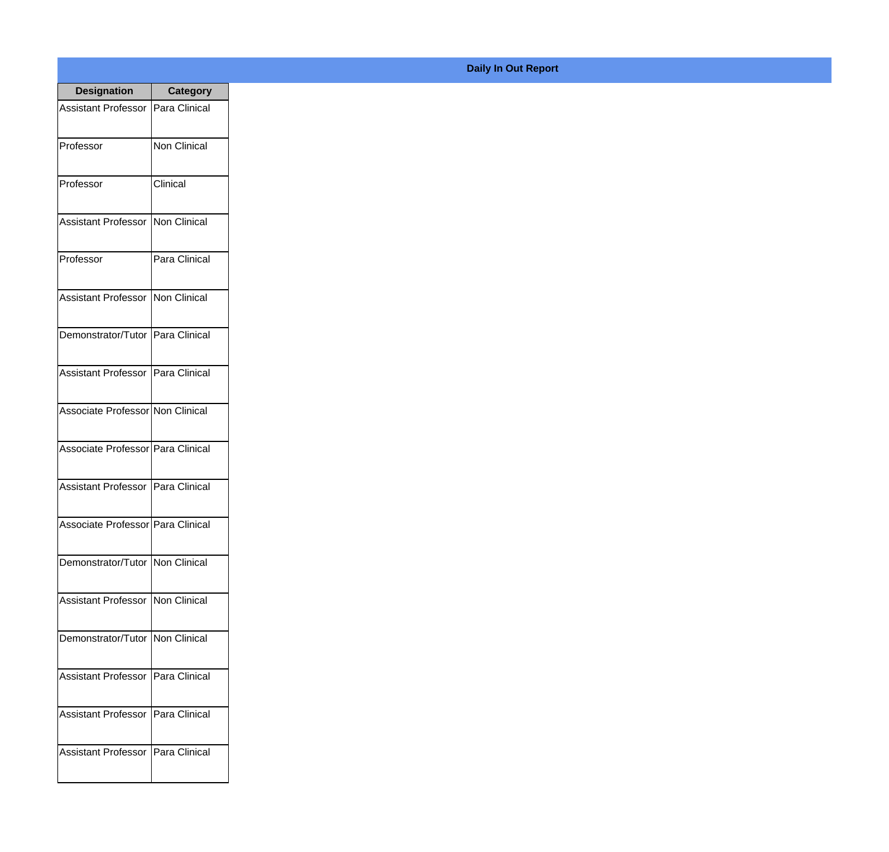**Daily In Out Report**

| Designation | Category |
|---|---|
| Assistant Professor | Para Clinical |
| Professor | Non Clinical |
| Professor | Clinical |
| Assistant Professor | Non Clinical |
| Professor | Para Clinical |
| Assistant Professor | Non Clinical |
| Demonstrator/Tutor | Para Clinical |
| Assistant Professor | Para Clinical |
| Associate Professor | Non Clinical |
| Associate Professor | Para Clinical |
| Assistant Professor | Para Clinical |
| Associate Professor | Para Clinical |
| Demonstrator/Tutor | Non Clinical |
| Assistant Professor | Non Clinical |
| Demonstrator/Tutor | Non Clinical |
| Assistant Professor | Para Clinical |
| Assistant Professor | Para Clinical |
| Assistant Professor | Para Clinical |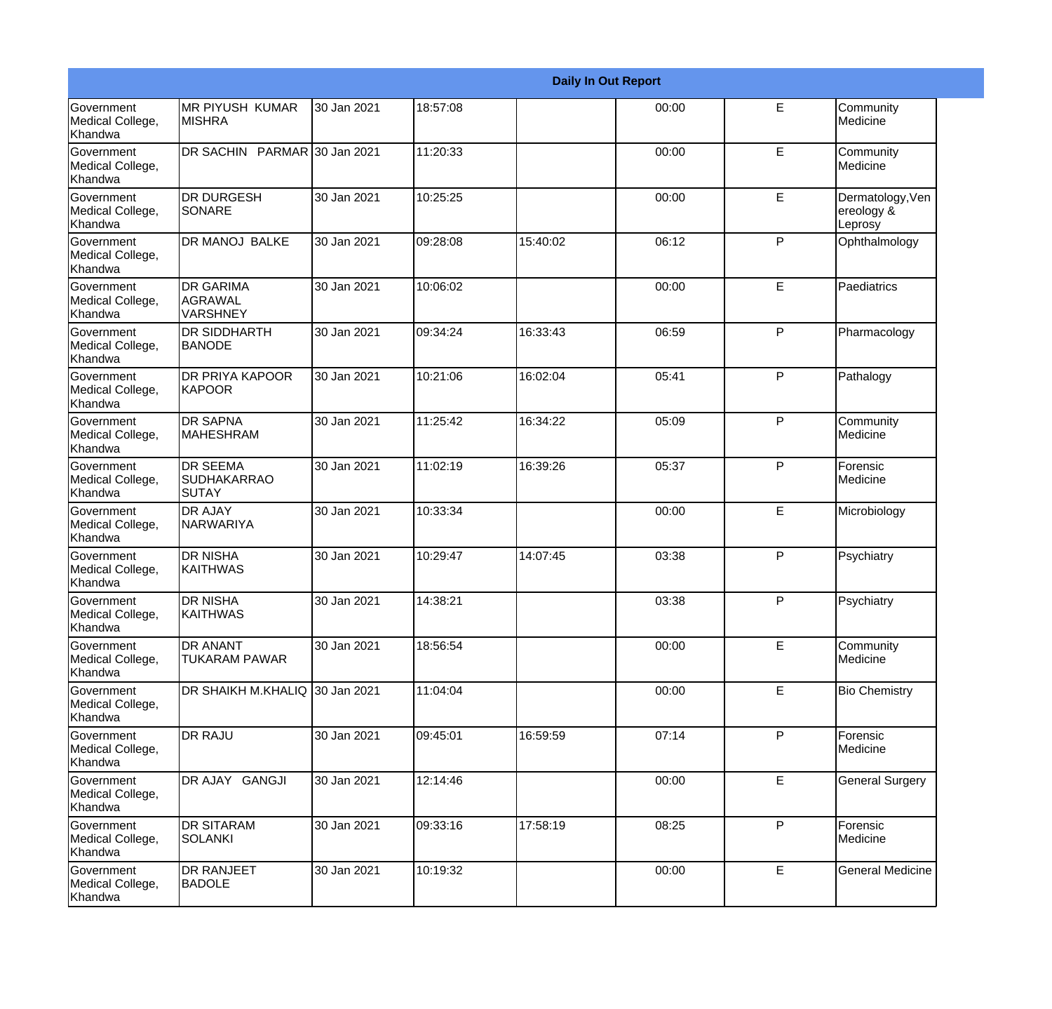| Daily In Out Report | | | | | | | |
|---|---|---|---|---|---|---|---|
| Government Medical College, Khandwa | MR PIYUSH KUMAR MISHRA | 30 Jan 2021 | 18:57:08 | | 00:00 | E | Community Medicine |
| Government Medical College, Khandwa | DR SACHIN PARMAR | 30 Jan 2021 | 11:20:33 | | 00:00 | E | Community Medicine |
| Government Medical College, Khandwa | DR DURGESH SONARE | 30 Jan 2021 | 10:25:25 | | 00:00 | E | Dermatology,Venereology & Leprosy |
| Government Medical College, Khandwa | DR MANOJ BALKE | 30 Jan 2021 | 09:28:08 | 15:40:02 | 06:12 | P | Ophthalmology |
| Government Medical College, Khandwa | DR GARIMA AGRAWAL VARSHNEY | 30 Jan 2021 | 10:06:02 | | 00:00 | E | Paediatrics |
| Government Medical College, Khandwa | DR SIDDHARTH BANODE | 30 Jan 2021 | 09:34:24 | 16:33:43 | 06:59 | P | Pharmacology |
| Government Medical College, Khandwa | DR PRIYA KAPOOR KAPOOR | 30 Jan 2021 | 10:21:06 | 16:02:04 | 05:41 | P | Pathalogy |
| Government Medical College, Khandwa | DR SAPNA MAHESHRAM | 30 Jan 2021 | 11:25:42 | 16:34:22 | 05:09 | P | Community Medicine |
| Government Medical College, Khandwa | DR SEEMA SUDHAKARRAO SUTAY | 30 Jan 2021 | 11:02:19 | 16:39:26 | 05:37 | P | Forensic Medicine |
| Government Medical College, Khandwa | DR AJAY NARWARIYA | 30 Jan 2021 | 10:33:34 | | 00:00 | E | Microbiology |
| Government Medical College, Khandwa | DR NISHA KAITHWAS | 30 Jan 2021 | 10:29:47 | 14:07:45 | 03:38 | P | Psychiatry |
| Government Medical College, Khandwa | DR NISHA KAITHWAS | 30 Jan 2021 | 14:38:21 | | 03:38 | P | Psychiatry |
| Government Medical College, Khandwa | DR ANANT TUKARAM PAWAR | 30 Jan 2021 | 18:56:54 | | 00:00 | E | Community Medicine |
| Government Medical College, Khandwa | DR SHAIKH M.KHALIQ | 30 Jan 2021 | 11:04:04 | | 00:00 | E | Bio Chemistry |
| Government Medical College, Khandwa | DR RAJU | 30 Jan 2021 | 09:45:01 | 16:59:59 | 07:14 | P | Forensic Medicine |
| Government Medical College, Khandwa | DR AJAY GANGJI | 30 Jan 2021 | 12:14:46 | | 00:00 | E | General Surgery |
| Government Medical College, Khandwa | DR SITARAM SOLANKI | 30 Jan 2021 | 09:33:16 | 17:58:19 | 08:25 | P | Forensic Medicine |
| Government Medical College, Khandwa | DR RANJEET BADOLE | 30 Jan 2021 | 10:19:32 | | 00:00 | E | General Medicine |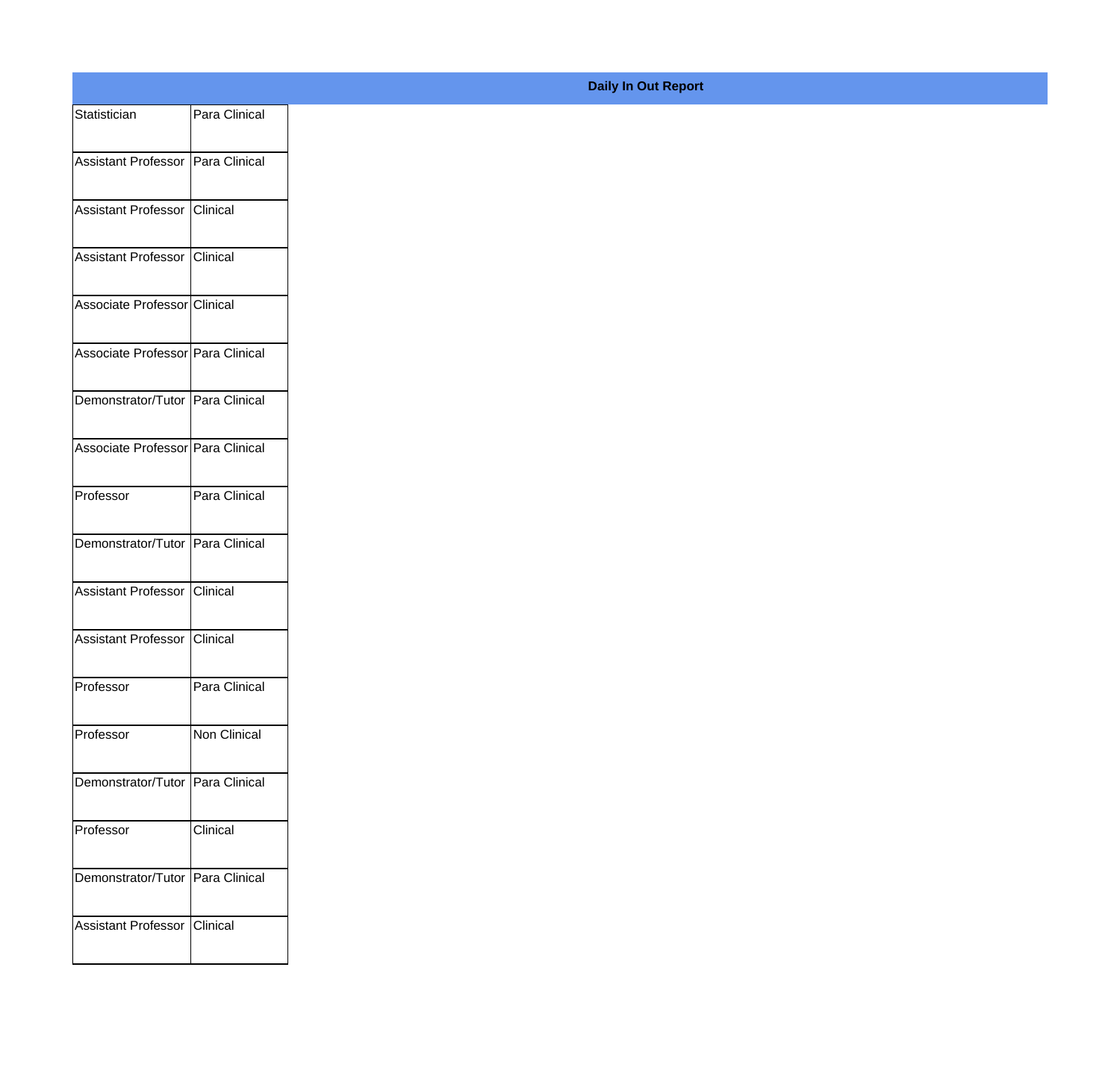**Daily In Out Report**

| | |
|---|---|
| Statistician | Para Clinical |
| Assistant Professor | Para Clinical |
| Assistant Professor | Clinical |
| Assistant Professor | Clinical |
| Associate Professor | Clinical |
| Associate Professor | Para Clinical |
| Demonstrator/Tutor | Para Clinical |
| Associate Professor | Para Clinical |
| Professor | Para Clinical |
| Demonstrator/Tutor | Para Clinical |
| Assistant Professor | Clinical |
| Assistant Professor | Clinical |
| Professor | Para Clinical |
| Professor | Non Clinical |
| Demonstrator/Tutor | Para Clinical |
| Professor | Clinical |
| Demonstrator/Tutor | Para Clinical |
| Assistant Professor | Clinical |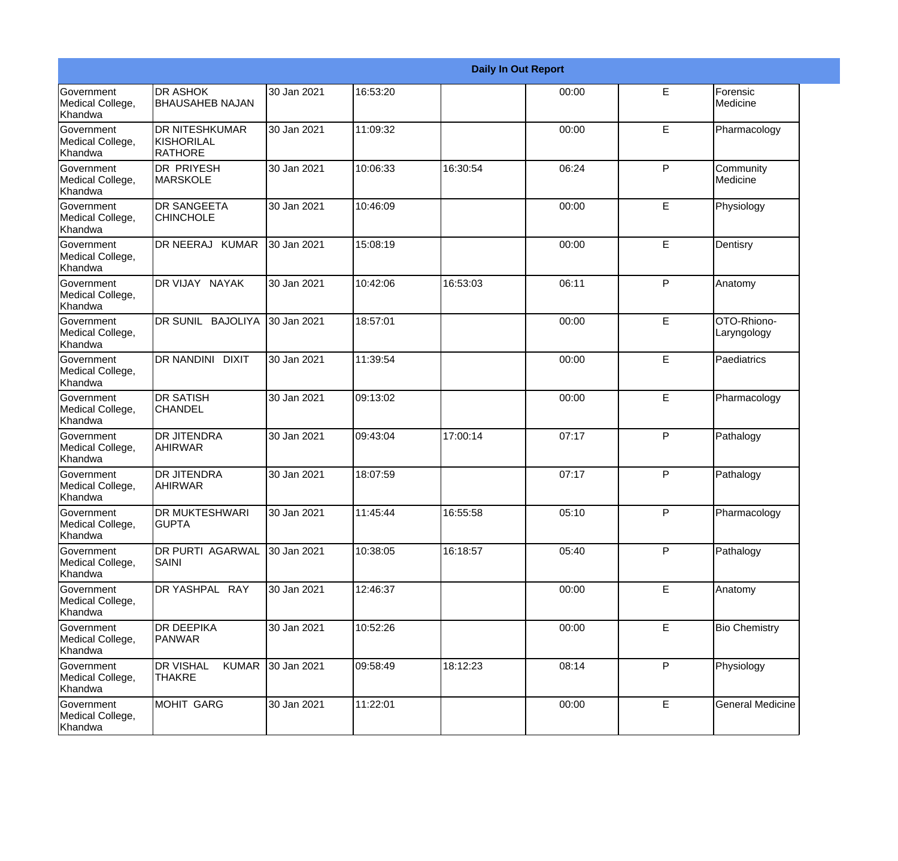| Daily In Out Report | | | | | | | |
|---|---|---|---|---|---|---|---|
| Government Medical College, Khandwa | DR ASHOK BHAUSAHEB NAJAN | 30 Jan 2021 | 16:53:20 | | 00:00 | E | Forensic Medicine |
| Government Medical College, Khandwa | DR NITESHKUMAR KISHORILAL RATHORE | 30 Jan 2021 | 11:09:32 | | 00:00 | E | Pharmacology |
| Government Medical College, Khandwa | DR PRIYESH MARSKOLE | 30 Jan 2021 | 10:06:33 | 16:30:54 | 06:24 | P | Community Medicine |
| Government Medical College, Khandwa | DR SANGEETA CHINCHOLE | 30 Jan 2021 | 10:46:09 | | 00:00 | E | Physiology |
| Government Medical College, Khandwa | DR NEERAJ KUMAR | 30 Jan 2021 | 15:08:19 | | 00:00 | E | Dentisry |
| Government Medical College, Khandwa | DR VIJAY NAYAK | 30 Jan 2021 | 10:42:06 | 16:53:03 | 06:11 | P | Anatomy |
| Government Medical College, Khandwa | DR SUNIL BAJOLIYA | 30 Jan 2021 | 18:57:01 | | 00:00 | E | OTO-Rhiono-Laryngology |
| Government Medical College, Khandwa | DR NANDINI DIXIT | 30 Jan 2021 | 11:39:54 | | 00:00 | E | Paediatrics |
| Government Medical College, Khandwa | DR SATISH CHANDEL | 30 Jan 2021 | 09:13:02 | | 00:00 | E | Pharmacology |
| Government Medical College, Khandwa | DR JITENDRA AHIRWAR | 30 Jan 2021 | 09:43:04 | 17:00:14 | 07:17 | P | Pathalogy |
| Government Medical College, Khandwa | DR JITENDRA AHIRWAR | 30 Jan 2021 | 18:07:59 | | 07:17 | P | Pathalogy |
| Government Medical College, Khandwa | DR MUKTESHWARI GUPTA | 30 Jan 2021 | 11:45:44 | 16:55:58 | 05:10 | P | Pharmacology |
| Government Medical College, Khandwa | DR PURTI AGARWAL SAINI | 30 Jan 2021 | 10:38:05 | 16:18:57 | 05:40 | P | Pathalogy |
| Government Medical College, Khandwa | DR YASHPAL RAY | 30 Jan 2021 | 12:46:37 | | 00:00 | E | Anatomy |
| Government Medical College, Khandwa | DR DEEPIKA PANWAR | 30 Jan 2021 | 10:52:26 | | 00:00 | E | Bio Chemistry |
| Government Medical College, Khandwa | DR VISHAL KUMAR THAKRE | 30 Jan 2021 | 09:58:49 | 18:12:23 | 08:14 | P | Physiology |
| Government Medical College, Khandwa | MOHIT GARG | 30 Jan 2021 | 11:22:01 | | 00:00 | E | General Medicine |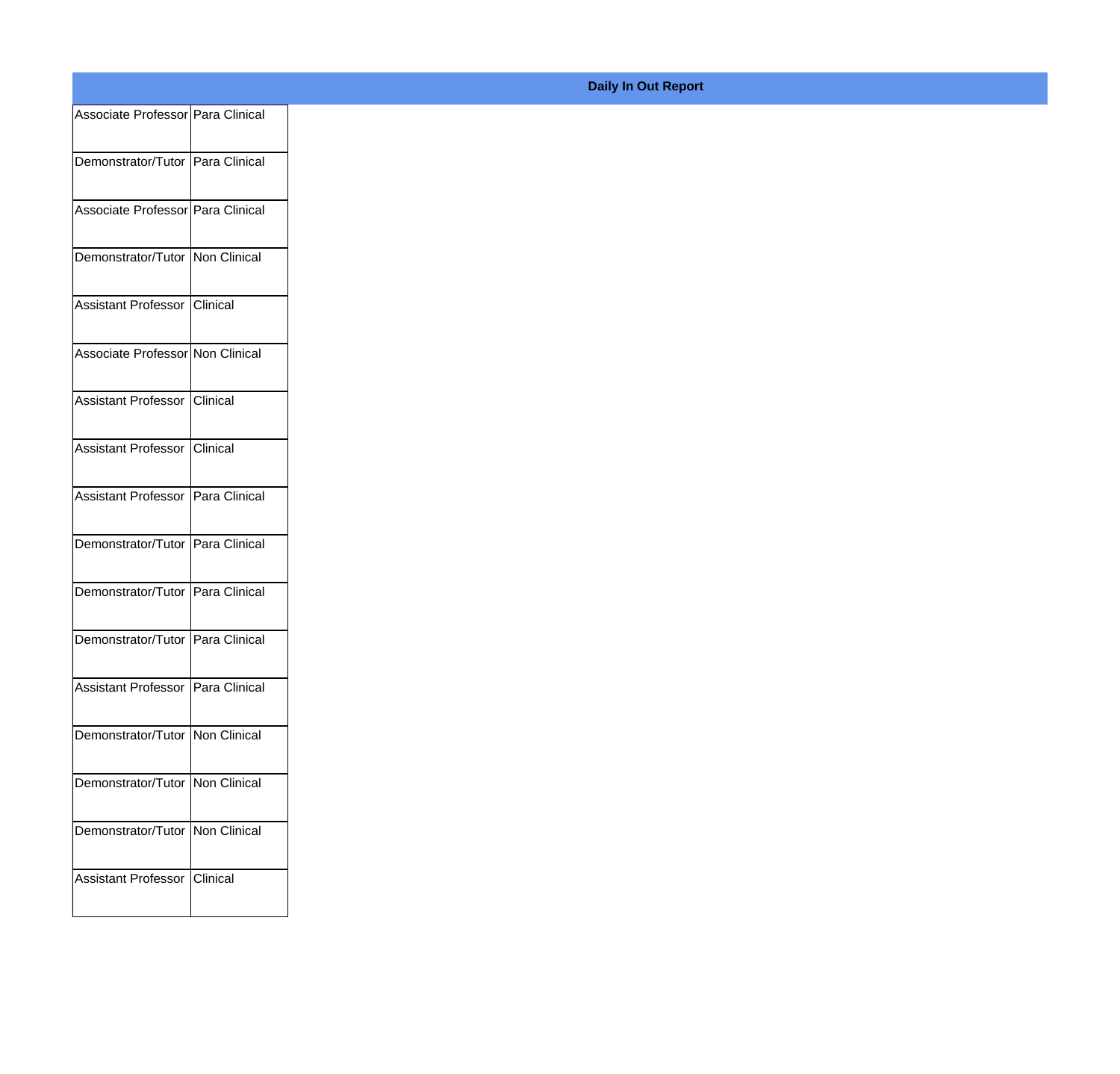**Daily In Out Report**

| | |
|---|---|
| Associate Professor | Para Clinical |
| Demonstrator/Tutor | Para Clinical |
| Associate Professor | Para Clinical |
| Demonstrator/Tutor | Non Clinical |
| Assistant Professor | Clinical |
| Associate Professor | Non Clinical |
| Assistant Professor | Clinical |
| Assistant Professor | Clinical |
| Assistant Professor | Para Clinical |
| Demonstrator/Tutor | Para Clinical |
| Demonstrator/Tutor | Para Clinical |
| Demonstrator/Tutor | Para Clinical |
| Assistant Professor | Para Clinical |
| Demonstrator/Tutor | Non Clinical |
| Demonstrator/Tutor | Non Clinical |
| Demonstrator/Tutor | Non Clinical |
| Assistant Professor | Clinical |